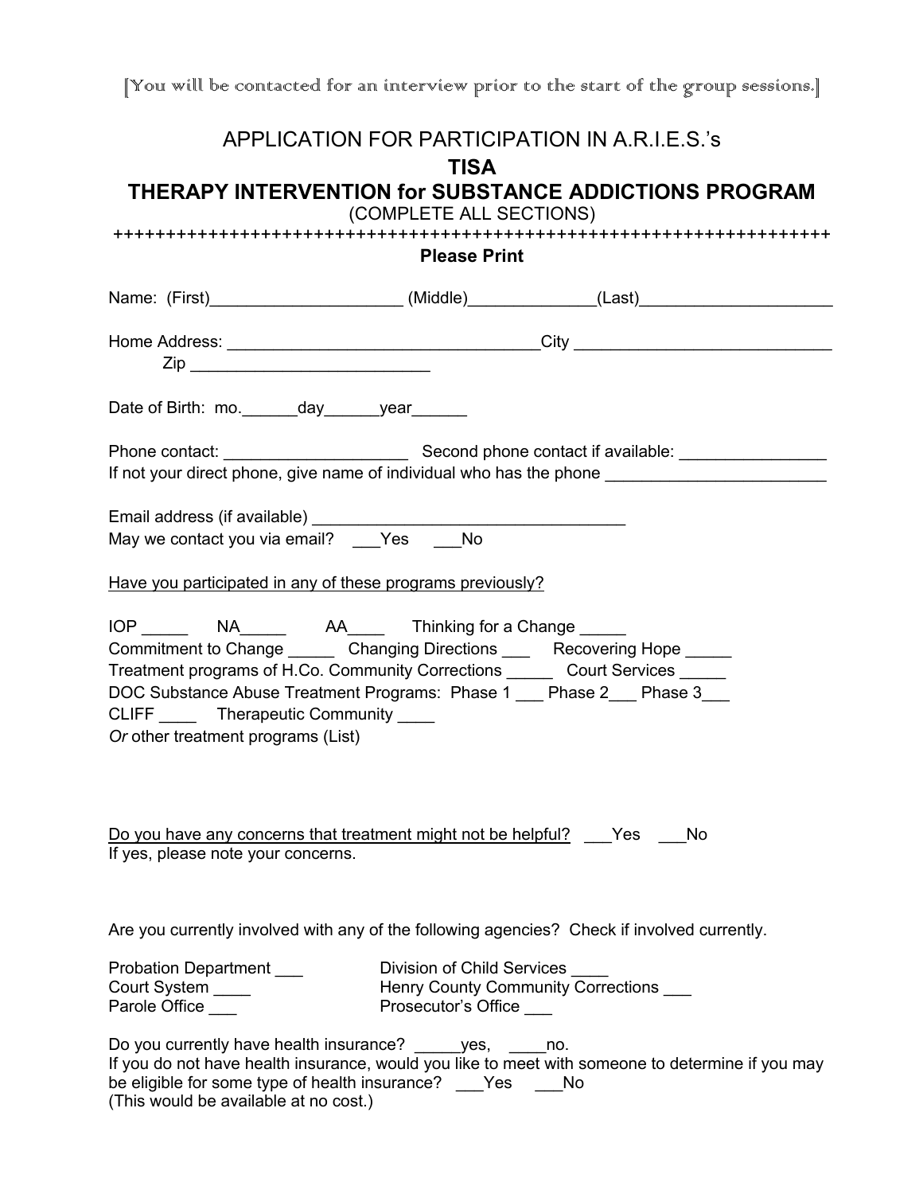[You will be contacted for an interview prior to the start of the group sessions.]

# APPLICATION FOR PARTICIPATION IN A.R.I.E.S.'s

# TISA

# THERAPY INTERVENTION for SUBSTANCE ADDICTIONS PROGRAM

(COMPLETE ALL SECTIONS)

++++++++++++++++++++++++++++++++++++++++++++++++++++++++++++++++++++++++

**Please Print**

Name: (First)____________________ (Middle)_____________(Last)____________________

Home Address: _________________________________City ___________________________

Zip __________________________

Date of Birth: mo.______day______year______

Phone contact: ____________________ Second phone contact if available: ________________

If not your direct phone, give name of individual who has the phone ________________________

Email address (if available) __________________________________

May we contact you via email? ___Yes ___No

<u>Have you participated in any of these programs previously?</u>

IOP _____ NA_____ AA____ Thinking for a Change _____

Commitment to Change _____ Changing Directions ___ Recovering Hope _____

Treatment programs of H.Co. Community Corrections _____ Court Services _____

DOC Substance Abuse Treatment Programs: Phase 1 ___ Phase 2___ Phase 3___

CLIFF ____ Therapeutic Community ____

*Or* other treatment programs (List)

<u>Do you have any concerns that treatment might not be helpful?</u> ___Yes ___No

If yes, please note your concerns.

Are you currently involved with any of the following agencies? Check if involved currently.

Probation Department ___

Court System ____

Parole Office ___

Division of Child Services ____

Henry County Community Corrections ___

Prosecutor's Office ___

Do you currently have health insurance? _____yes, ____no.

If you do not have health insurance, would you like to meet with someone to determine if you may be eligible for some type of health insurance? ___Yes ___No

(This would be available at no cost.)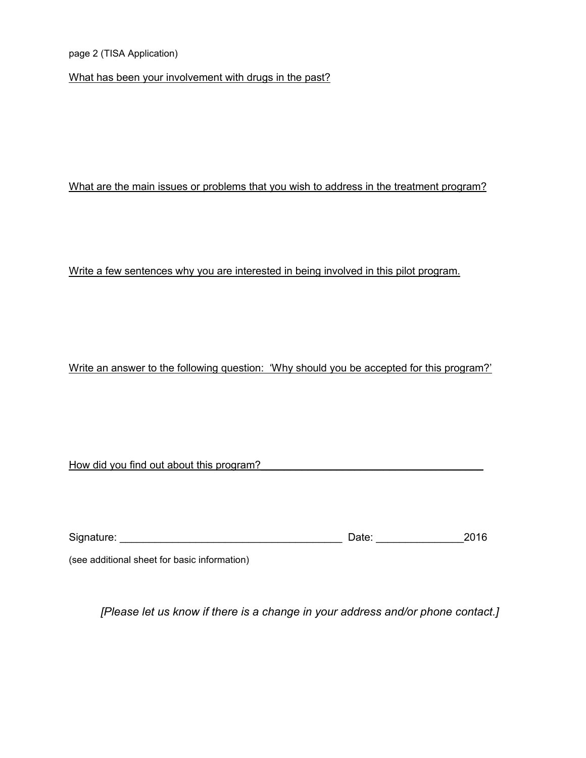page 2 (TISA Application)

<u>What has been your involvement with drugs in the past?</u>

<u>What are the main issues or problems that you wish to address in the treatment program?</u>

<u>Write a few sentences why you are interested in being involved in this pilot program.</u>

<u>Write an answer to the following question: 'Why should you be accepted for this program?'</u>

<u>How did you find out about this program?</u>_______________________________________

Signature: _____________________________________ Date: ______________2016

(see additional sheet for basic information)

*[Please let us know if there is a change in your address and/or phone contact.]*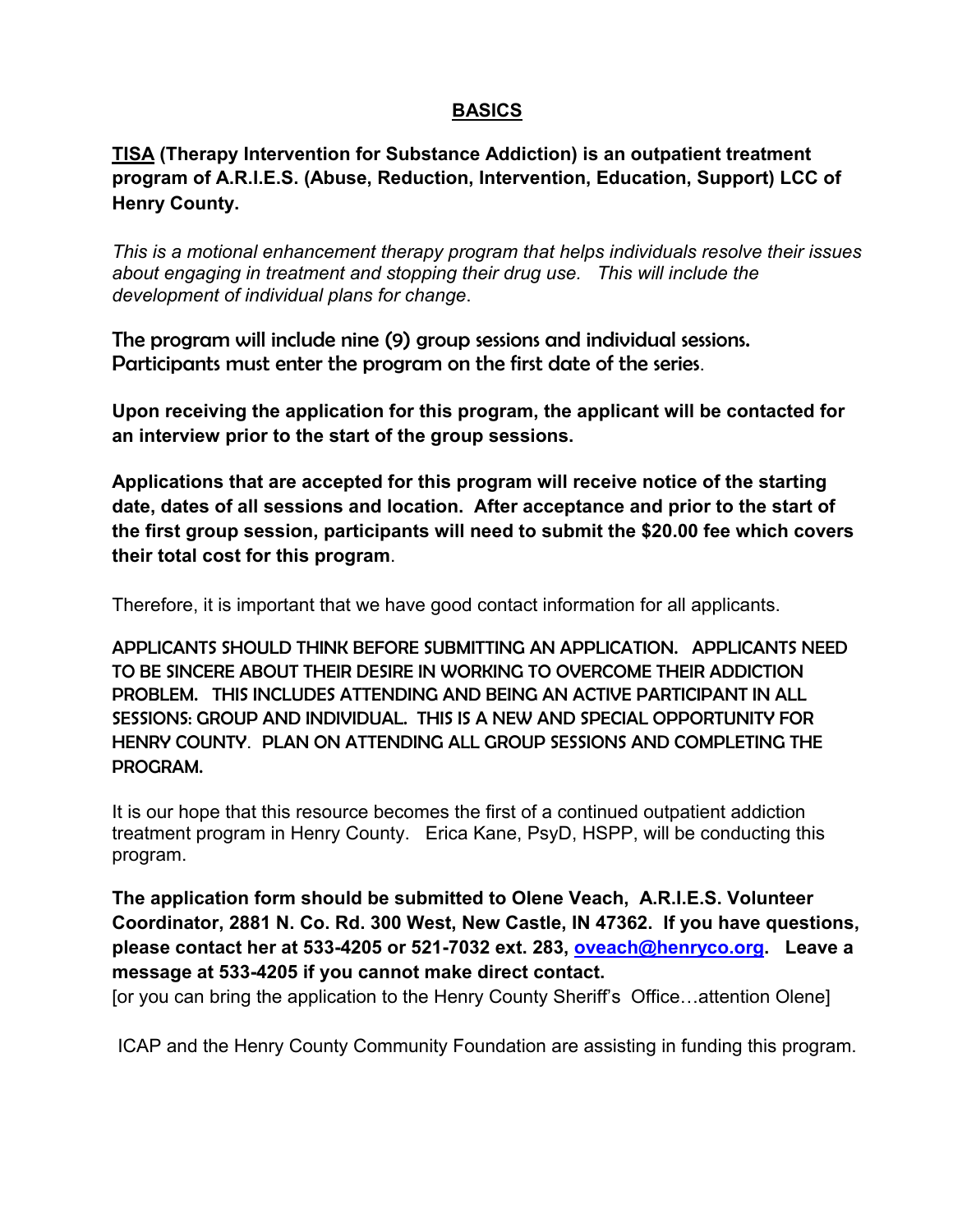## BASICS

**TISA (Therapy Intervention for Substance Addiction) is an outpatient treatment program of A.R.I.E.S. (Abuse, Reduction, Intervention, Education, Support) LCC of Henry County.**

*This is a motional enhancement therapy program that helps individuals resolve their issues about engaging in treatment and stopping their drug use. This will include the development of individual plans for change*.

The program will include nine (9) group sessions and individual sessions. Participants must enter the program on the first date of the series.

**Upon receiving the application for this program, the applicant will be contacted for an interview prior to the start of the group sessions.**

**Applications that are accepted for this program will receive notice of the starting date, dates of all sessions and location. After acceptance and prior to the start of the first group session, participants will need to submit the $20.00 fee which covers their total cost for this program**.

Therefore, it is important that we have good contact information for all applicants.

APPLICANTS SHOULD THINK BEFORE SUBMITTING AN APPLICATION. APPLICANTS NEED TO BE SINCERE ABOUT THEIR DESIRE IN WORKING TO OVERCOME THEIR ADDICTION PROBLEM. THIS INCLUDES ATTENDING AND BEING AN ACTIVE PARTICIPANT IN ALL SESSIONS: GROUP AND INDIVIDUAL. THIS IS A NEW AND SPECIAL OPPORTUNITY FOR HENRY COUNTY. PLAN ON ATTENDING ALL GROUP SESSIONS AND COMPLETING THE PROGRAM.

It is our hope that this resource becomes the first of a continued outpatient addiction treatment program in Henry County. Erica Kane, PsyD, HSPP, will be conducting this program.

**The application form should be submitted to Olene Veach, A.R.I.E.S. Volunteer Coordinator, 2881 N. Co. Rd. 300 West, New Castle, IN 47362. If you have questions, please contact her at 533-4205 or 521-7032 ext. 283, oveach@henryco.org. Leave a message at 533-4205 if you cannot make direct contact.**

[or you can bring the application to the Henry County Sheriff's Office…attention Olene]

ICAP and the Henry County Community Foundation are assisting in funding this program.